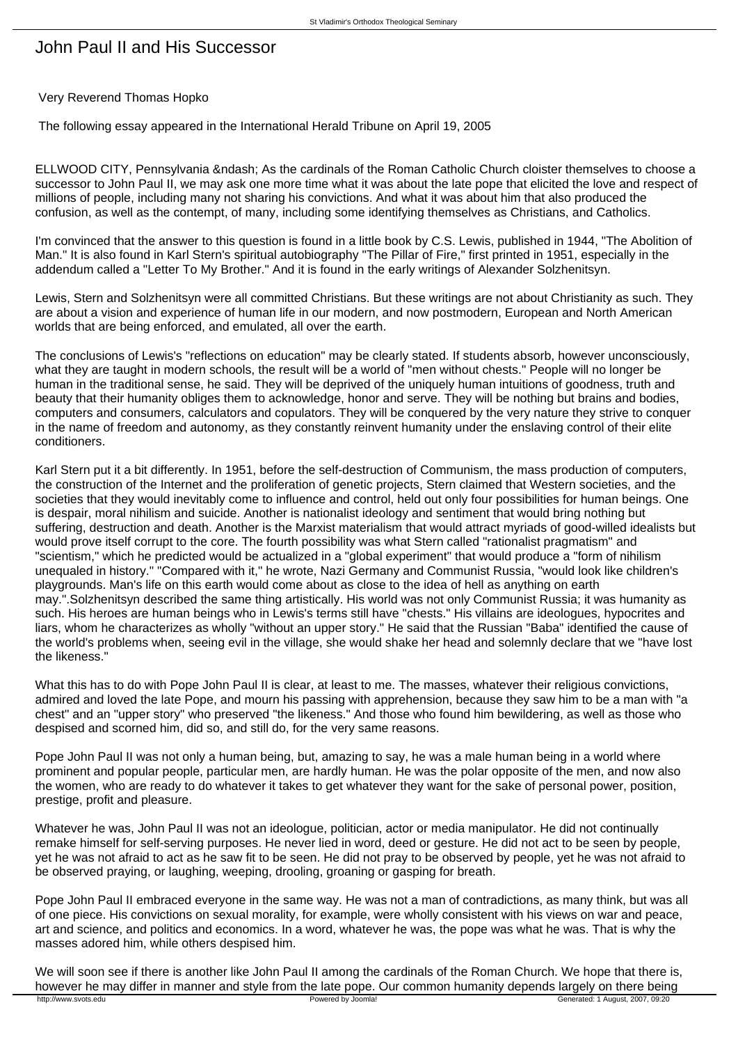# John Paul II and His Successor

Very Reverend Thomas Hopko

The following essay appeared in the International Herald Tribune on April 19, 2005

ELLWOOD CITY, Pennsylvania &ndash; As the cardinals of the Roman Catholic Church cloister themselves to choose a successor to John Paul II, we may ask one more time what it was about the late pope that elicited the love and respect of millions of people, including many not sharing his convictions. And what it was about him that also produced the confusion, as well as the contempt, of many, including some identifying themselves as Christians, and Catholics.

I'm convinced that the answer to this question is found in a little book by C.S. Lewis, published in 1944, "The Abolition of Man." It is also found in Karl Stern's spiritual autobiography "The Pillar of Fire," first printed in 1951, especially in the addendum called a "Letter To My Brother." And it is found in the early writings of Alexander Solzhenitsyn.

Lewis, Stern and Solzhenitsyn were all committed Christians. But these writings are not about Christianity as such. They are about a vision and experience of human life in our modern, and now postmodern, European and North American worlds that are being enforced, and emulated, all over the earth.

The conclusions of Lewis's "reflections on education" may be clearly stated. If students absorb, however unconsciously, what they are taught in modern schools, the result will be a world of "men without chests." People will no longer be human in the traditional sense, he said. They will be deprived of the uniquely human intuitions of goodness, truth and beauty that their humanity obliges them to acknowledge, honor and serve. They will be nothing but brains and bodies, computers and consumers, calculators and copulators. They will be conquered by the very nature they strive to conquer in the name of freedom and autonomy, as they constantly reinvent humanity under the enslaving control of their elite conditioners.

Karl Stern put it a bit differently. In 1951, before the self-destruction of Communism, the mass production of computers, the construction of the Internet and the proliferation of genetic projects, Stern claimed that Western societies, and the societies that they would inevitably come to influence and control, held out only four possibilities for human beings. One is despair, moral nihilism and suicide. Another is nationalist ideology and sentiment that would bring nothing but suffering, destruction and death. Another is the Marxist materialism that would attract myriads of good-willed idealists but would prove itself corrupt to the core. The fourth possibility was what Stern called "rationalist pragmatism" and "scientism," which he predicted would be actualized in a "global experiment" that would produce a "form of nihilism unequaled in history." "Compared with it," he wrote, Nazi Germany and Communist Russia, "would look like children's playgrounds. Man's life on this earth would come about as close to the idea of hell as anything on earth may.".Solzhenitsyn described the same thing artistically. His world was not only Communist Russia; it was humanity as such. His heroes are human beings who in Lewis's terms still have "chests." His villains are ideologues, hypocrites and liars, whom he characterizes as wholly "without an upper story." He said that the Russian "Baba" identified the cause of the world's problems when, seeing evil in the village, she would shake her head and solemnly declare that we "have lost the likeness."

What this has to do with Pope John Paul II is clear, at least to me. The masses, whatever their religious convictions, admired and loved the late Pope, and mourn his passing with apprehension, because they saw him to be a man with "a chest" and an "upper story" who preserved "the likeness." And those who found him bewildering, as well as those who despised and scorned him, did so, and still do, for the very same reasons.

Pope John Paul II was not only a human being, but, amazing to say, he was a male human being in a world where prominent and popular people, particular men, are hardly human. He was the polar opposite of the men, and now also the women, who are ready to do whatever it takes to get whatever they want for the sake of personal power, position, prestige, profit and pleasure.

Whatever he was, John Paul II was not an ideologue, politician, actor or media manipulator. He did not continually remake himself for self-serving purposes. He never lied in word, deed or gesture. He did not act to be seen by people, yet he was not afraid to act as he saw fit to be seen. He did not pray to be observed by people, yet he was not afraid to be observed praying, or laughing, weeping, drooling, groaning or gasping for breath.

Pope John Paul II embraced everyone in the same way. He was not a man of contradictions, as many think, but was all of one piece. His convictions on sexual morality, for example, were wholly consistent with his views on war and peace, art and science, and politics and economics. In a word, whatever he was, the pope was what he was. That is why the masses adored him, while others despised him.

We will soon see if there is another like John Paul II among the cardinals of the Roman Church. We hope that there is, however he may differ in manner and style from the late pope. Our common humanity depends largely on there being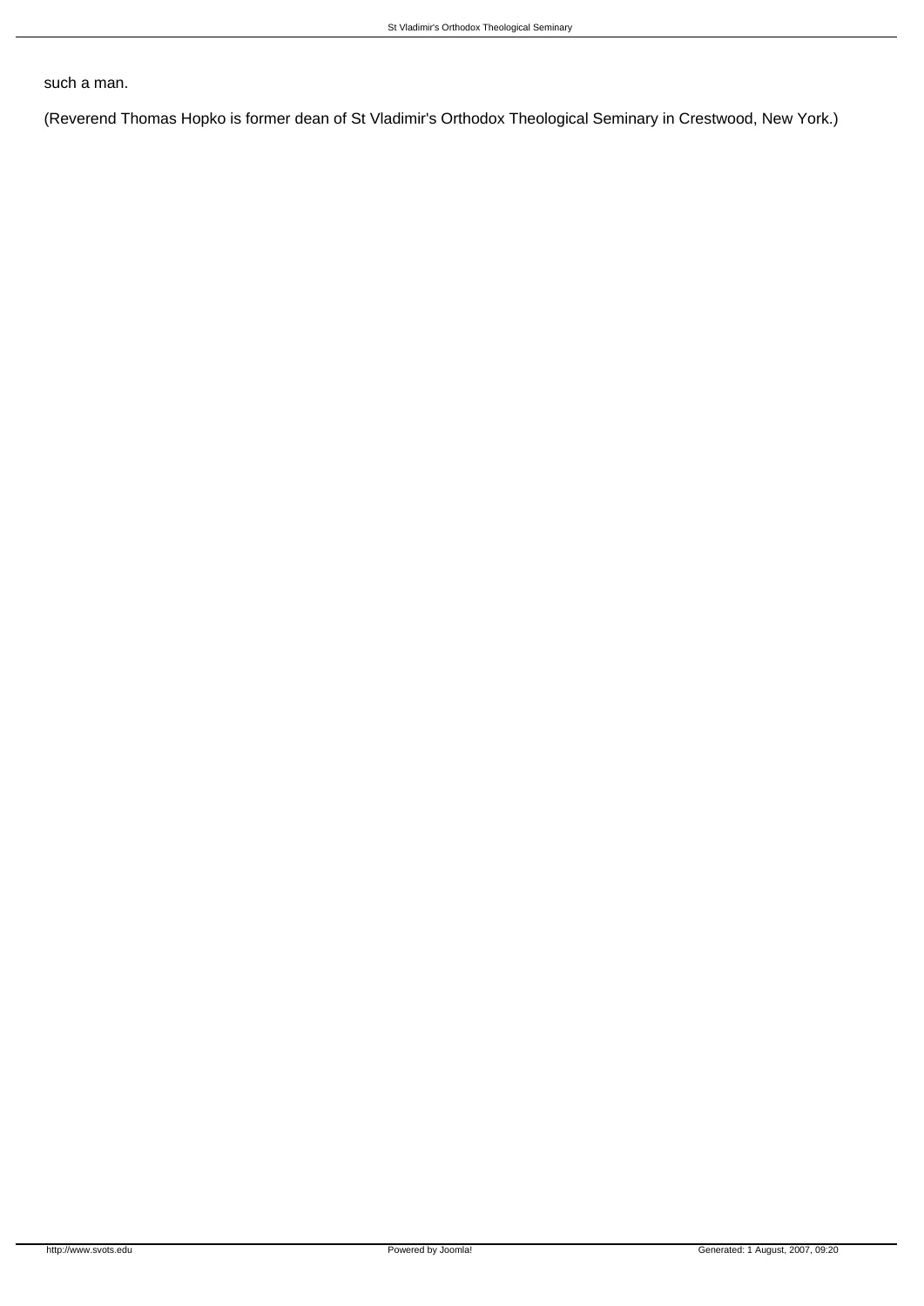such a man.

(Reverend Thomas Hopko is former dean of St Vladimir's Orthodox Theological Seminary in Crestwood, New York.)